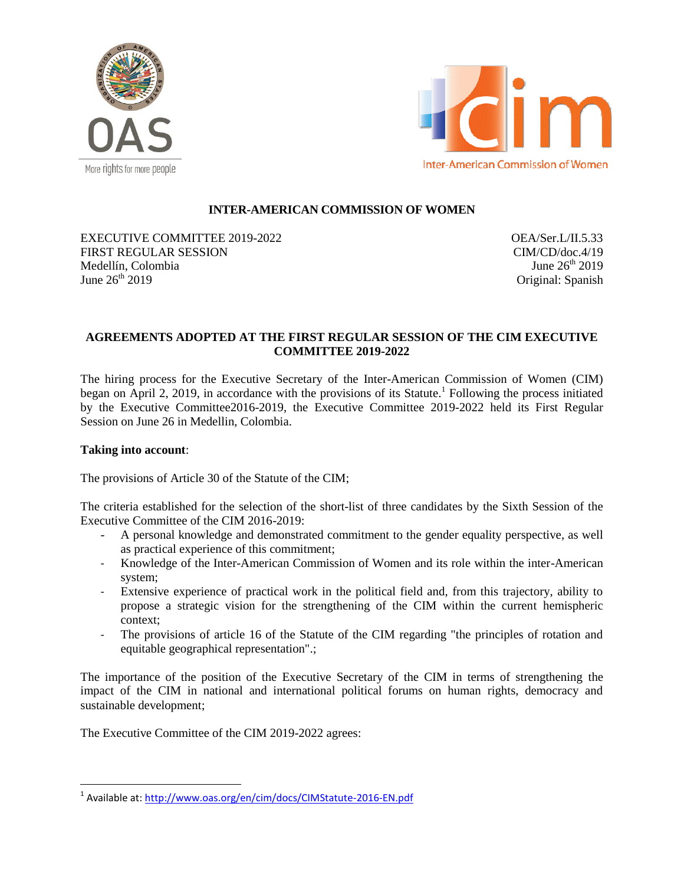# INTER-AMERICAN COMMISSION OF WOMEN

EXECUTIVE COMMITTEE 2019-2022
FIRST REGULAR SESSION
Medellín, Colombia
June 26th 2019

OEA/Ser.L/II.5.33
CIM/CD/doc.4/19
June 26th 2019
Original: Spanish

## AGREEMENTS ADOPTED AT THE FIRST REGULAR SESSION OF THE CIM EXECUTIVE COMMITTEE 2019-2022

The hiring process for the Executive Secretary of the Inter-American Commission of Women (CIM) began on April 2, 2019, in accordance with the provisions of its Statute.[1] Following the process initiated by the Executive Committee2016-2019, the Executive Committee 2019-2022 held its First Regular Session on June 26 in Medellin, Colombia.

**Taking into account**:

The provisions of Article 30 of the Statute of the CIM;

The criteria established for the selection of the short-list of three candidates by the Sixth Session of the Executive Committee of the CIM 2016-2019:

- A personal knowledge and demonstrated commitment to the gender equality perspective, as well as practical experience of this commitment;
- Knowledge of the Inter-American Commission of Women and its role within the inter-American system;
- Extensive experience of practical work in the political field and, from this trajectory, ability to propose a strategic vision for the strengthening of the CIM within the current hemispheric context;
- The provisions of article 16 of the Statute of the CIM regarding "the principles of rotation and equitable geographical representation".;

The importance of the position of the Executive Secretary of the CIM in terms of strengthening the impact of the CIM in national and international political forums on human rights, democracy and sustainable development;

The Executive Committee of the CIM 2019-2022 agrees:

[1] Available at: http://www.oas.org/en/cim/docs/CIMStatute-2016-EN.pdf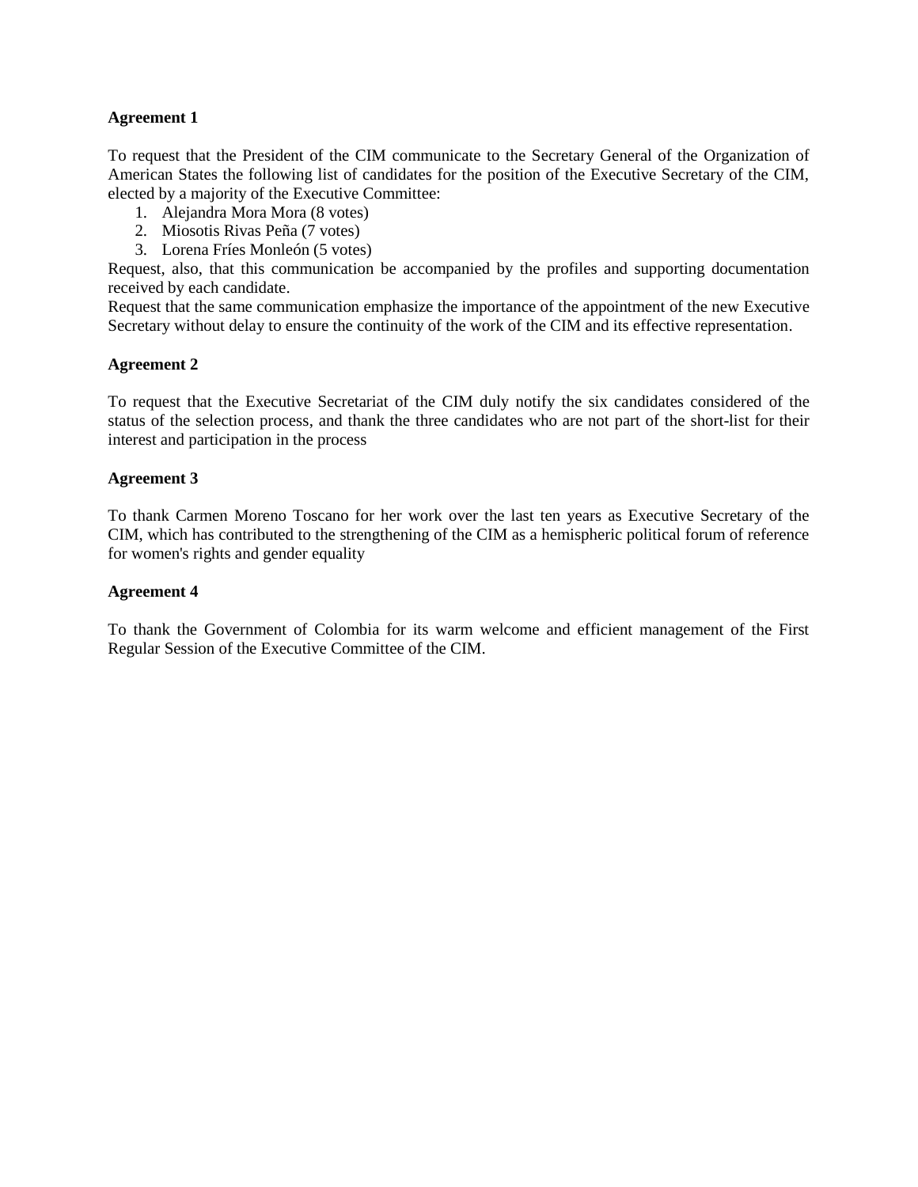**Agreement 1**

To request that the President of the CIM communicate to the Secretary General of the Organization of American States the following list of candidates for the position of the Executive Secretary of the CIM, elected by a majority of the Executive Committee:

1. Alejandra Mora Mora (8 votes)
2. Miosotis Rivas Peña (7 votes)
3. Lorena Fríes Monleón (5 votes)

Request, also, that this communication be accompanied by the profiles and supporting documentation received by each candidate.

Request that the same communication emphasize the importance of the appointment of the new Executive Secretary without delay to ensure the continuity of the work of the CIM and its effective representation.

**Agreement 2**

To request that the Executive Secretariat of the CIM duly notify the six candidates considered of the status of the selection process, and thank the three candidates who are not part of the short-list for their interest and participation in the process

**Agreement 3**

To thank Carmen Moreno Toscano for her work over the last ten years as Executive Secretary of the CIM, which has contributed to the strengthening of the CIM as a hemispheric political forum of reference for women's rights and gender equality

**Agreement 4**

To thank the Government of Colombia for its warm welcome and efficient management of the First Regular Session of the Executive Committee of the CIM.